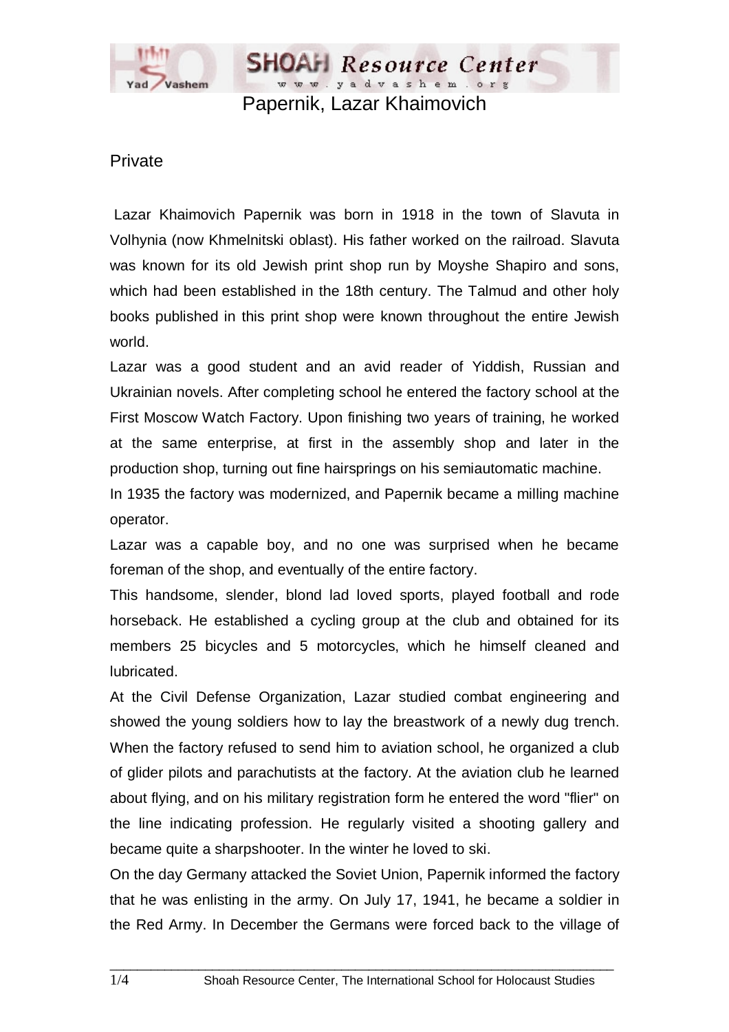# Papernik, Lazar Khaimovich

## Private

Lazar Khaimovich Papernik was born in 1918 in the town of Slavuta in Volhynia (now Khmelnitski oblast). His father worked on the railroad. Slavuta was known for its old Jewish print shop run by Moyshe Shapiro and sons, which had been established in the 18th century. The Talmud and other holy books published in this print shop were known throughout the entire Jewish world.

Lazar was a good student and an avid reader of Yiddish, Russian and Ukrainian novels. After completing school he entered the factory school at the First Moscow Watch Factory. Upon finishing two years of training, he worked at the same enterprise, at first in the assembly shop and later in the production shop, turning out fine hairsprings on his semiautomatic machine.

In 1935 the factory was modernized, and Papernik became a milling machine operator.

Lazar was a capable boy, and no one was surprised when he became foreman of the shop, and eventually of the entire factory.

This handsome, slender, blond lad loved sports, played football and rode horseback. He established a cycling group at the club and obtained for its members 25 bicycles and 5 motorcycles, which he himself cleaned and lubricated.

At the Civil Defense Organization, Lazar studied combat engineering and showed the young soldiers how to lay the breastwork of a newly dug trench. When the factory refused to send him to aviation school, he organized a club of glider pilots and parachutists at the factory. At the aviation club he learned about flying, and on his military registration form he entered the word "flier" on the line indicating profession. He regularly visited a shooting gallery and became quite a sharpshooter. In the winter he loved to ski.

On the day Germany attacked the Soviet Union, Papernik informed the factory that he was enlisting in the army. On July 17, 1941, he became a soldier in the Red Army. In December the Germans were forced back to the village of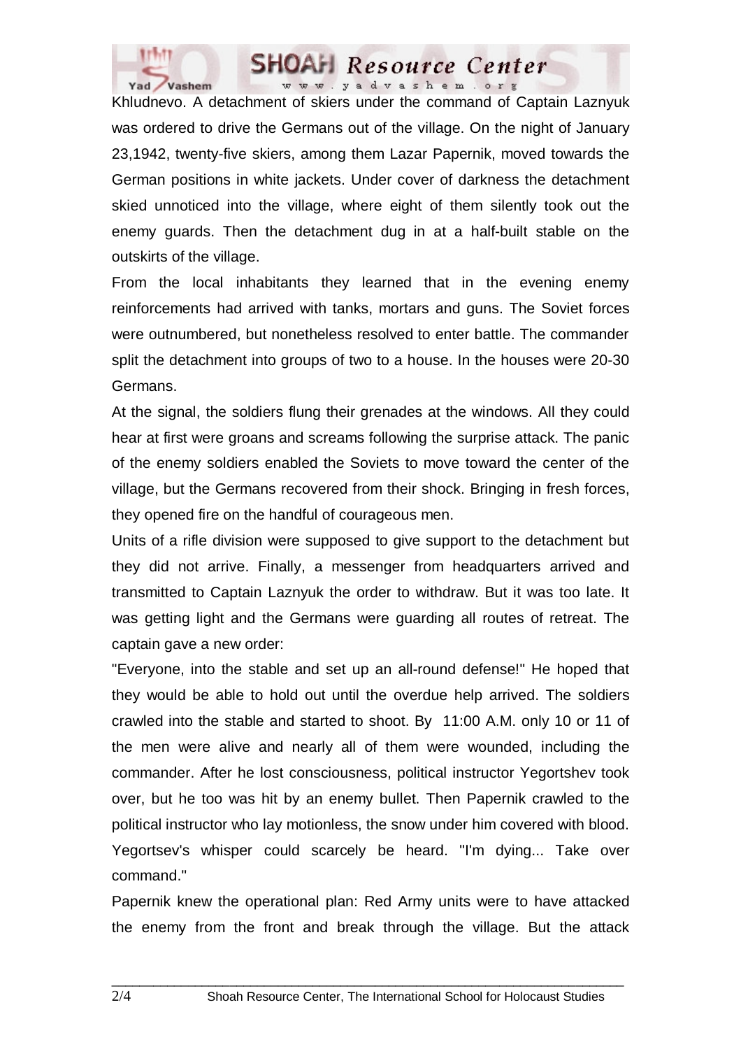Khludnevo. A detachment of skiers under the command of Captain Laznyuk was ordered to drive the Germans out of the village. On the night of January 23,1942, twenty-five skiers, among them Lazar Papernik, moved towards the German positions in white jackets. Under cover of darkness the detachment skied unnoticed into the village, where eight of them silently took out the enemy guards. Then the detachment dug in at a half-built stable on the outskirts of the village.

From the local inhabitants they learned that in the evening enemy reinforcements had arrived with tanks, mortars and guns. The Soviet forces were outnumbered, but nonetheless resolved to enter battle. The commander split the detachment into groups of two to a house. In the houses were 20-30 Germans.

At the signal, the soldiers flung their grenades at the windows. All they could hear at first were groans and screams following the surprise attack. The panic of the enemy soldiers enabled the Soviets to move toward the center of the village, but the Germans recovered from their shock. Bringing in fresh forces, they opened fire on the handful of courageous men.

Units of a rifle division were supposed to give support to the detachment but they did not arrive. Finally, a messenger from headquarters arrived and transmitted to Captain Laznyuk the order to withdraw. But it was too late. It was getting light and the Germans were guarding all routes of retreat. The captain gave a new order:

"Everyone, into the stable and set up an all-round defense!" He hoped that they would be able to hold out until the overdue help arrived. The soldiers crawled into the stable and started to shoot. By 11:00 A.M. only 10 or 11 of the men were alive and nearly all of them were wounded, including the commander. After he lost consciousness, political instructor Yegortshev took over, but he too was hit by an enemy bullet. Then Papernik crawled to the political instructor who lay motionless, the snow under him covered with blood. Yegortsev's whisper could scarcely be heard. "I'm dying... Take over command."

Papernik knew the operational plan: Red Army units were to have attacked the enemy from the front and break through the village. But the attack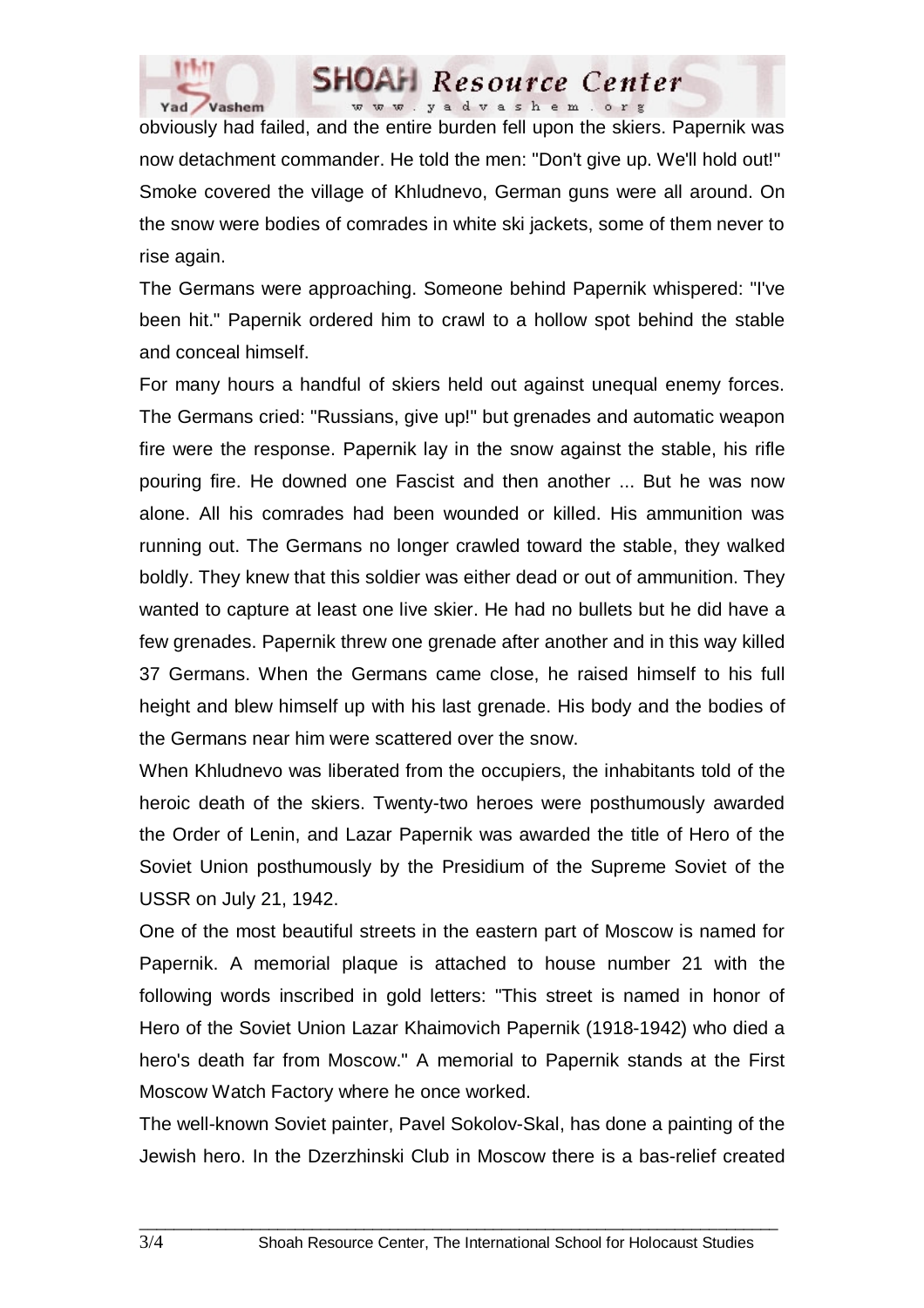obviously had failed, and the entire burden fell upon the skiers. Papernik was now detachment commander. He told the men: "Don't give up. We'll hold out!" Smoke covered the village of Khludnevo, German guns were all around. On the snow were bodies of comrades in white ski jackets, some of them never to rise again.

The Germans were approaching. Someone behind Papernik whispered: "I've been hit." Papernik ordered him to crawl to a hollow spot behind the stable and conceal himself.

For many hours a handful of skiers held out against unequal enemy forces. The Germans cried: "Russians, give up!" but grenades and automatic weapon fire were the response. Papernik lay in the snow against the stable, his rifle pouring fire. He downed one Fascist and then another ... But he was now alone. All his comrades had been wounded or killed. His ammunition was running out. The Germans no longer crawled toward the stable, they walked boldly. They knew that this soldier was either dead or out of ammunition. They wanted to capture at least one live skier. He had no bullets but he did have a few grenades. Papernik threw one grenade after another and in this way killed 37 Germans. When the Germans came close, he raised himself to his full height and blew himself up with his last grenade. His body and the bodies of the Germans near him were scattered over the snow.

When Khludnevo was liberated from the occupiers, the inhabitants told of the heroic death of the skiers. Twenty-two heroes were posthumously awarded the Order of Lenin, and Lazar Papernik was awarded the title of Hero of the Soviet Union posthumously by the Presidium of the Supreme Soviet of the USSR on July 21, 1942.

One of the most beautiful streets in the eastern part of Moscow is named for Papernik. A memorial plaque is attached to house number 21 with the following words inscribed in gold letters: "This street is named in honor of Hero of the Soviet Union Lazar Khaimovich Papernik (1918-1942) who died a hero's death far from Moscow." A memorial to Papernik stands at the First Moscow Watch Factory where he once worked.

The well-known Soviet painter, Pavel Sokolov-Skal, has done a painting of the Jewish hero. In the Dzerzhinski Club in Moscow there is a bas-relief created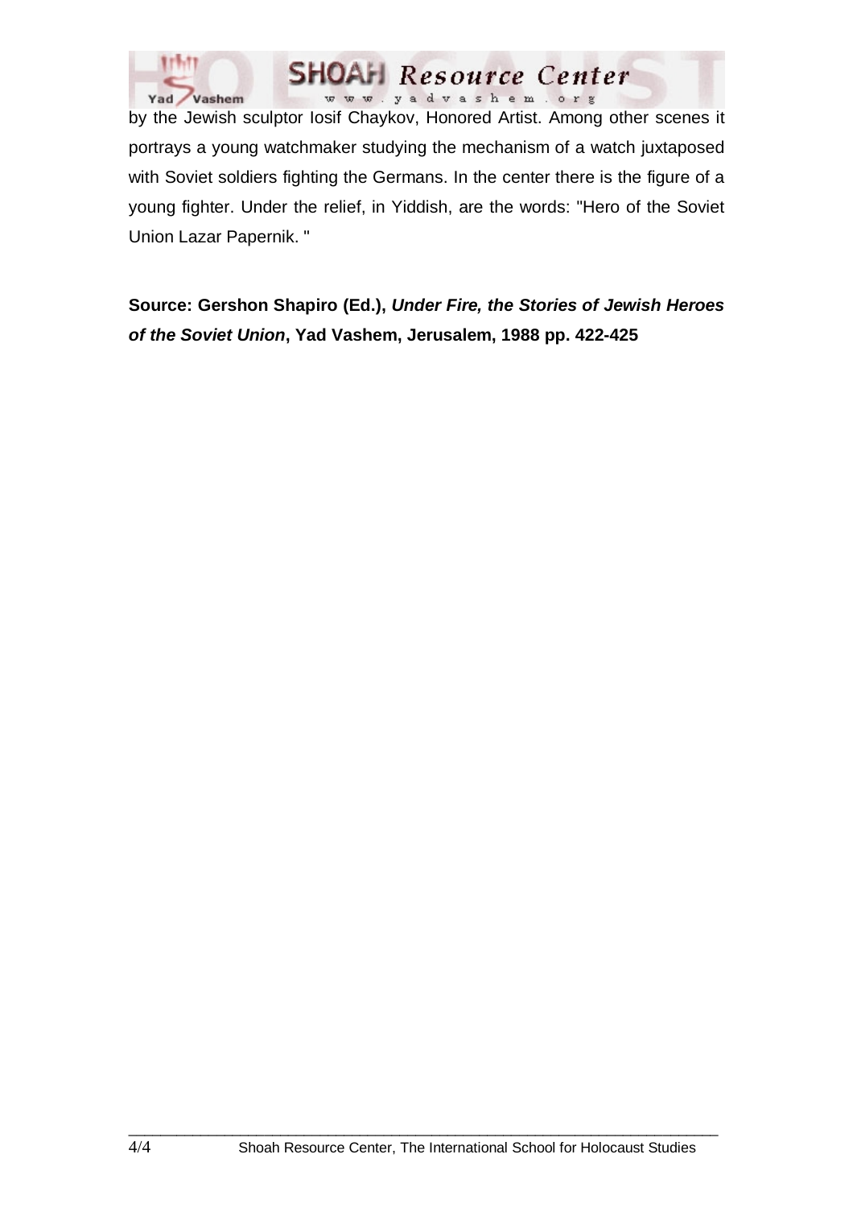by the Jewish sculptor Iosif Chaykov, Honored Artist. Among other scenes it portrays a young watchmaker studying the mechanism of a watch juxtaposed with Soviet soldiers fighting the Germans. In the center there is the figure of a young fighter. Under the relief, in Yiddish, are the words: "Hero of the Soviet Union Lazar Papernik. "

**Source: Gershon Shapiro (Ed.), *Under Fire, the Stories of Jewish Heroes of the Soviet Union*, Yad Vashem, Jerusalem, 1988 pp. 422-425**